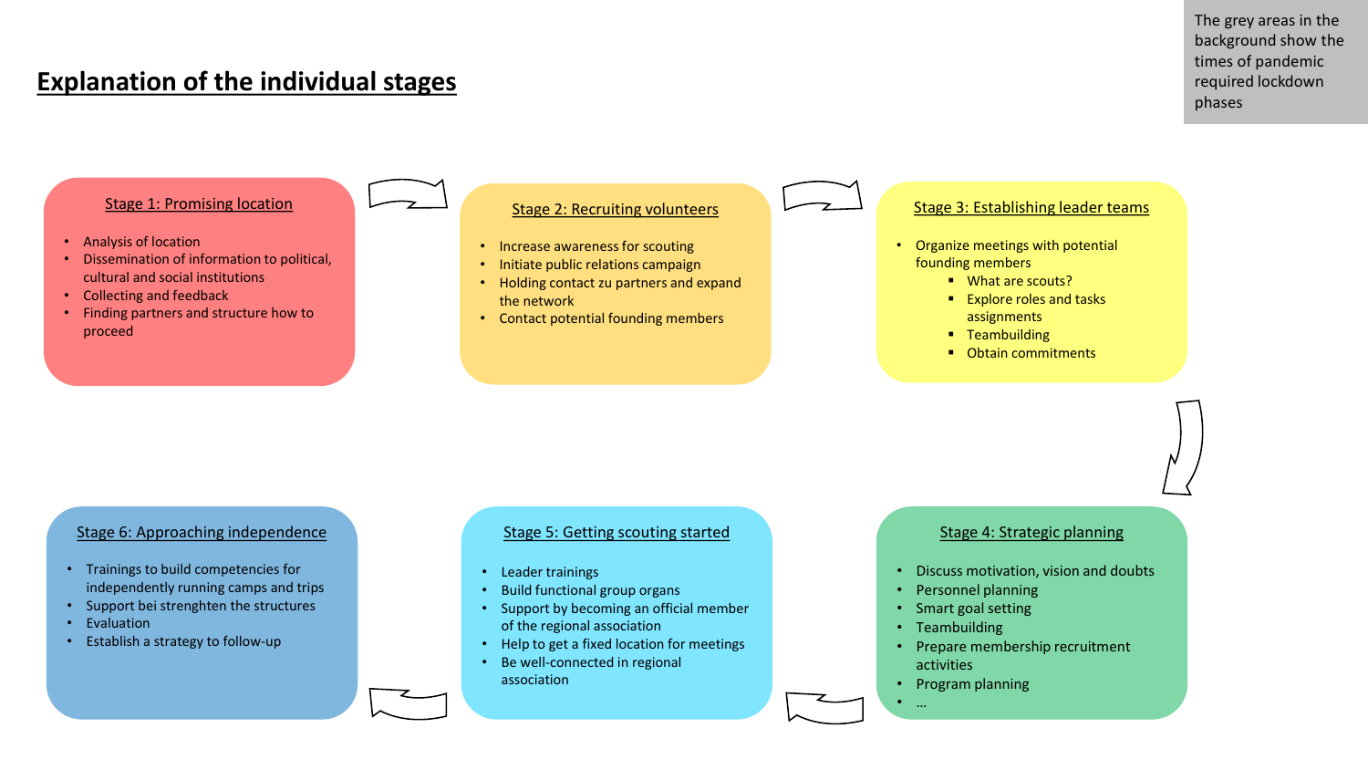## Explanation of the individual stages

The grey areas in the background show the times of pandemic required lockdown phases

### Stage 1: Promising location

- Analysis of location
- Dissemination of information to political, cultural and social institutions
- Collecting and feedback
- Finding partners and structure how to proceed

### Stage 2: Recruiting volunteers

- Increase awareness for scouting
- Initiate public relations campaign
- Holding contact zu partners and expand the network
- Contact potential founding members

### Stage 3: Establishing leader teams

- Organize meetings with potential founding members
  - What are scouts?
  - Explore roles and tasks assignments
  - Teambuilding
  - Obtain commitments

### Stage 4: Strategic planning

- Discuss motivation, vision and doubts
- Personnel planning
- Smart goal setting
- Teambuilding
- Prepare membership recruitment activities
- Program planning
- …

### Stage 5: Getting scouting started

- Leader trainings
- Build functional group organs
- Support by becoming an official member of the regional association
- Help to get a fixed location for meetings
- Be well-connected in regional association

### Stage 6: Approaching independence

- Trainings to build competencies for independently running camps and trips
- Support bei strenghten the structures
- Evaluation
- Establish a strategy to follow-up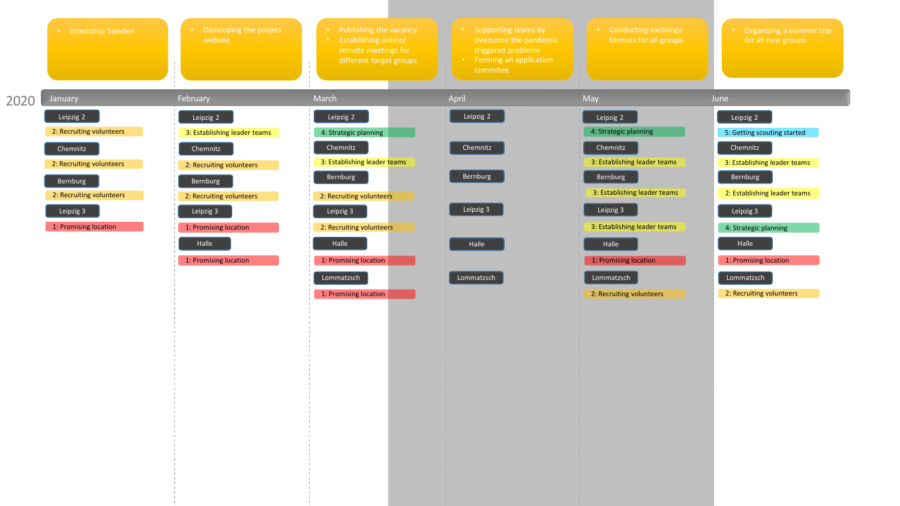# 2020

| | January | February | March | April | May | June |
|---|---|---|---|---|---|---|
| Activities | Internship Sweden | Developing the project website | Publishing the vacancy; Establishing online/ remote meetings for different target groups | Supporting teams by overcome the pandemic triggered problems; Forming an application commitee | Conducting exchange formats for all groups | Organizing a summer trip for all new groups |
| Leipzig 2 | 2: Recruiting volunteers | 3: Establishing leader teams | 4: Strategic planning | | 4: Strategic planning | 5: Getting scouting started |
| Chemnitz | 2: Recruiting volunteers | 2: Recruiting volunteers | 3: Establishing leader teams | | 3: Establishing leader teams | 3: Establishing leader teams |
| Bernburg | 2: Recruiting volunteers | 2: Recruiting volunteers | 2: Recruiting volunteers | | 3: Establishing leader teams | 2: Establishing leader teams |
| Leipzig 3 | 1: Promising location | 1: Promising location | 2: Recruiting volunteers | | 3: Establishing leader teams | 4: Strategic planning |
| Halle | | 1: Promising location | 1: Promising location | | 1: Promising location | 1: Promising location |
| Lommatzsch | | | 1: Promising location | | 2: Recruiting volunteers | 2: Recruiting volunteers |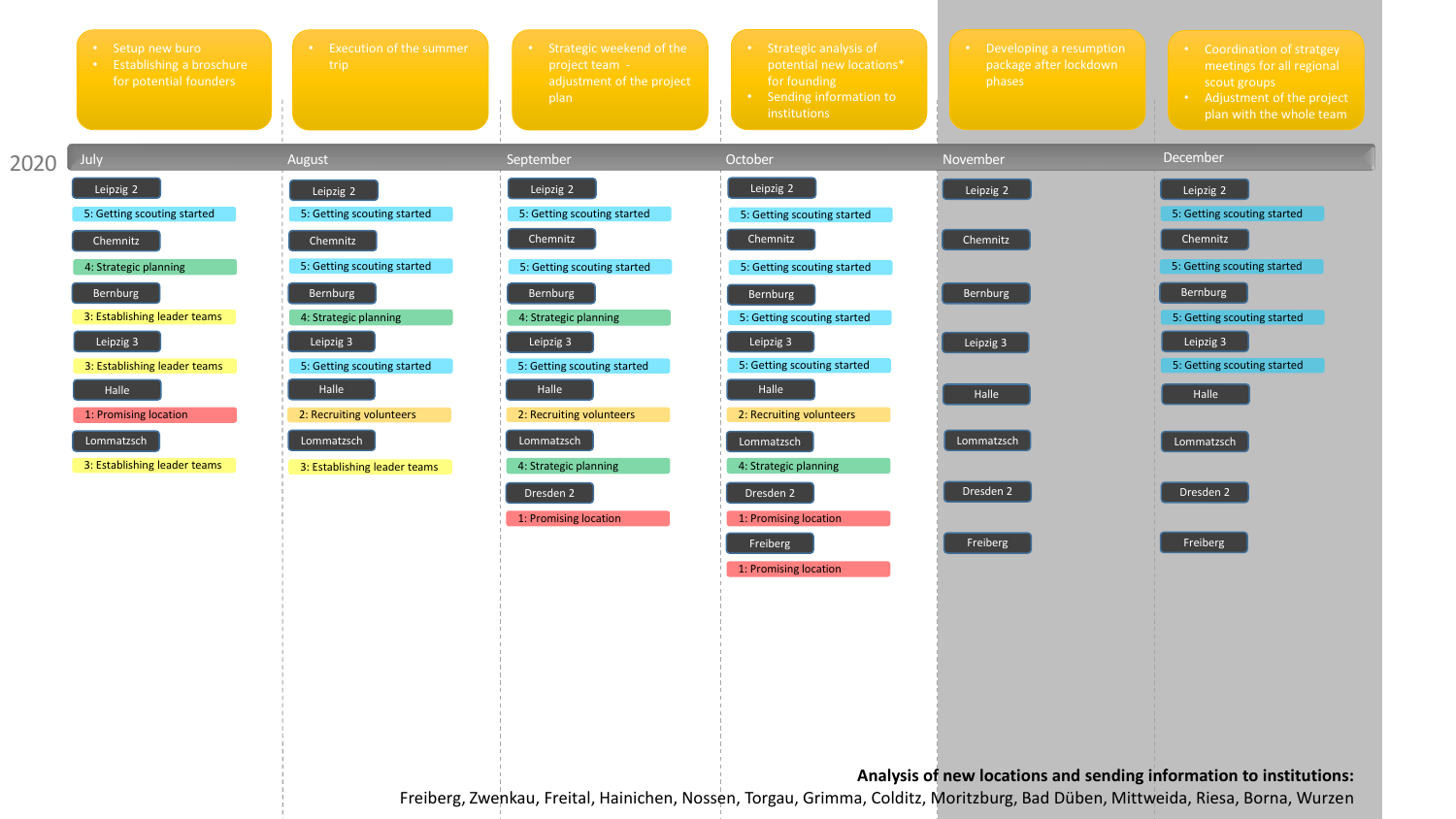# 2020

| July | August | September | October | November | December |
|---|---|---|---|---|---|
| • Setup new buro<br>• Establishing a broschure for potential founders | • Execution of the summer trip | • Strategic weekend of the project team - adjustment of the project plan | • Strategic analysis of potential new locations* for founding<br>• Sending information to institutions | • Developing a resumption package after lockdown phases | • Coordination of stratgey meetings for all regional scout groups<br>• Adjustment of the project plan with the whole team |
| Leipzig 2 | Leipzig 2 | Leipzig 2 | Leipzig 2 | Leipzig 2 | Leipzig 2 |
| 5: Getting scouting started | 5: Getting scouting started | 5: Getting scouting started | 5: Getting scouting started | | 5: Getting scouting started |
| Chemnitz | Chemnitz | Chemnitz | Chemnitz | Chemnitz | Chemnitz |
| 4: Strategic planning | 5: Getting scouting started | 5: Getting scouting started | 5: Getting scouting started | | 5: Getting scouting started |
| Bernburg | Bernburg | Bernburg | Bernburg | Bernburg | Bernburg |
| 3: Establishing leader teams | 4: Strategic planning | 4: Strategic planning | 5: Getting scouting started | | 5: Getting scouting started |
| Leipzig 3 | Leipzig 3 | Leipzig 3 | Leipzig 3 | Leipzig 3 | Leipzig 3 |
| 3: Establishing leader teams | 5: Getting scouting started | 5: Getting scouting started | 5: Getting scouting started | | 5: Getting scouting started |
| Halle | Halle | Halle | Halle | Halle | Halle |
| 1: Promising location | 2: Recruiting volunteers | 2: Recruiting volunteers | 2: Recruiting volunteers | | |
| Lommatzsch | Lommatzsch | Lommatzsch | Lommatzsch | Lommatzsch | Lommatzsch |
| 3: Establishing leader teams | 3: Establishing leader teams | 4: Strategic planning | 4: Strategic planning | | |
| | | Dresden 2 | Dresden 2 | Dresden 2 | Dresden 2 |
| | | 1: Promising location | 1: Promising location | | |
| | | | Freiberg | Freiberg | Freiberg |
| | | | 1: Promising location | | |

**Analysis of new locations and sending information to institutions:**

Freiberg, Zwenkau, Freital, Hainichen, Nossen, Torgau, Grimma, Colditz, Moritzburg, Bad Düben, Mittweida, Riesa, Borna, Wurzen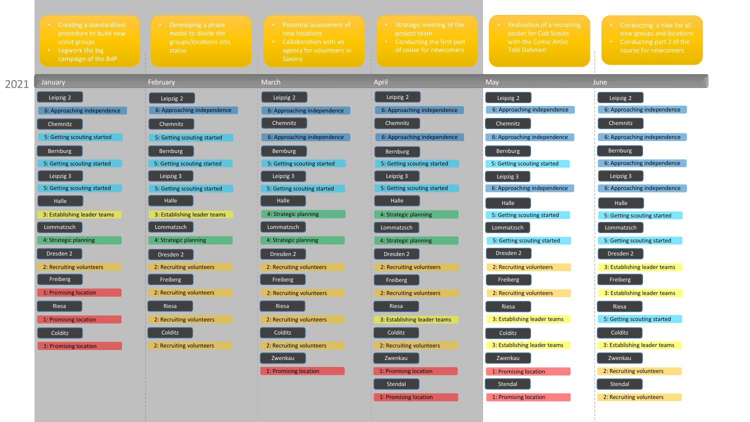2021

| | January | February | March | April | May | June |
|---|---|---|---|---|---|---|
| | • Creating a standardized procedure to build new scout groups<br>• Legwork the big campaign of the BdP | • Developing a phase model to divide the groups/locations into status | • Potential assessment of new locations<br>• Collaboration with an agency for volunteers in Saxony | • Strategic meeting of the project team<br>• Conducting the first part of couse for newcomers | • Realisation of a recruiting poster for Cub Scouts with the Comic Artist Tobi Dahmen | • Conducting a hike for all new groups and locations<br>• Conducting part 2 of the course for newcomers |
| Leipzig 2 | 6: Approaching independence | 6: Approaching independence | 6: Approaching independence | 6: Approaching independence | 6: Approaching independence | 6: Approaching independence |
| Chemnitz | 5: Getting scouting started | 5: Getting scouting started | 6: Approaching independence | 6: Approaching independence | 6: Approaching independence | 6: Approaching independence |
| Bernburg | 5: Getting scouting started | 5: Getting scouting started | 5: Getting scouting started | 5: Getting scouting started | 5: Getting scouting started | 6: Approaching independence |
| Leipzig 3 | 5: Getting scouting started | 5: Getting scouting started | 5: Getting scouting started | 5: Getting scouting started | 6: Approaching independence | 6: Approaching independence |
| Halle | 3: Establishing leader teams | 3: Establishing leader teams | 4: Strategic planning | 4: Strategic planning | 5: Getting scouting started | 5: Getting scouting started |
| Lommatzsch | 4: Strategic planning | 4: Strategic planning | 4: Strategic planning | 4: Strategic planning | 5: Getting scouting started | 5: Getting scouting started |
| Dresden 2 | 2: Recruiting volunteers | 2: Recruiting volunteers | 2: Recruiting volunteers | 2: Recruiting volunteers | 2: Recruiting volunteers | 3: Establishing leader teams |
| Freiberg | 1: Promising location | 2: Recruiting volunteers | 2: Recruiting volunteers | 2: Recruiting volunteers | 2: Recruiting volunteers | 3: Establishing leader teams |
| Riesa | 1: Promising location | 2: Recruiting volunteers | 2: Recruiting volunteers | 3: Establishing leader teams | 3: Establishing leader teams | 5: Getting scouting started |
| Colditz | 1: Promising location | 2: Recruiting volunteers | 2: Recruiting volunteers | 2: Recruiting volunteers | 3: Establishing leader teams | 3: Establishing leader teams |
| Zwenkau | | | 1: Promising location | 1: Promising location | 1: Promising location | 2: Recruiting volunteers |
| Stendal | | | | 1: Promising location | 1: Promising location | 2: Recruiting volunteers |